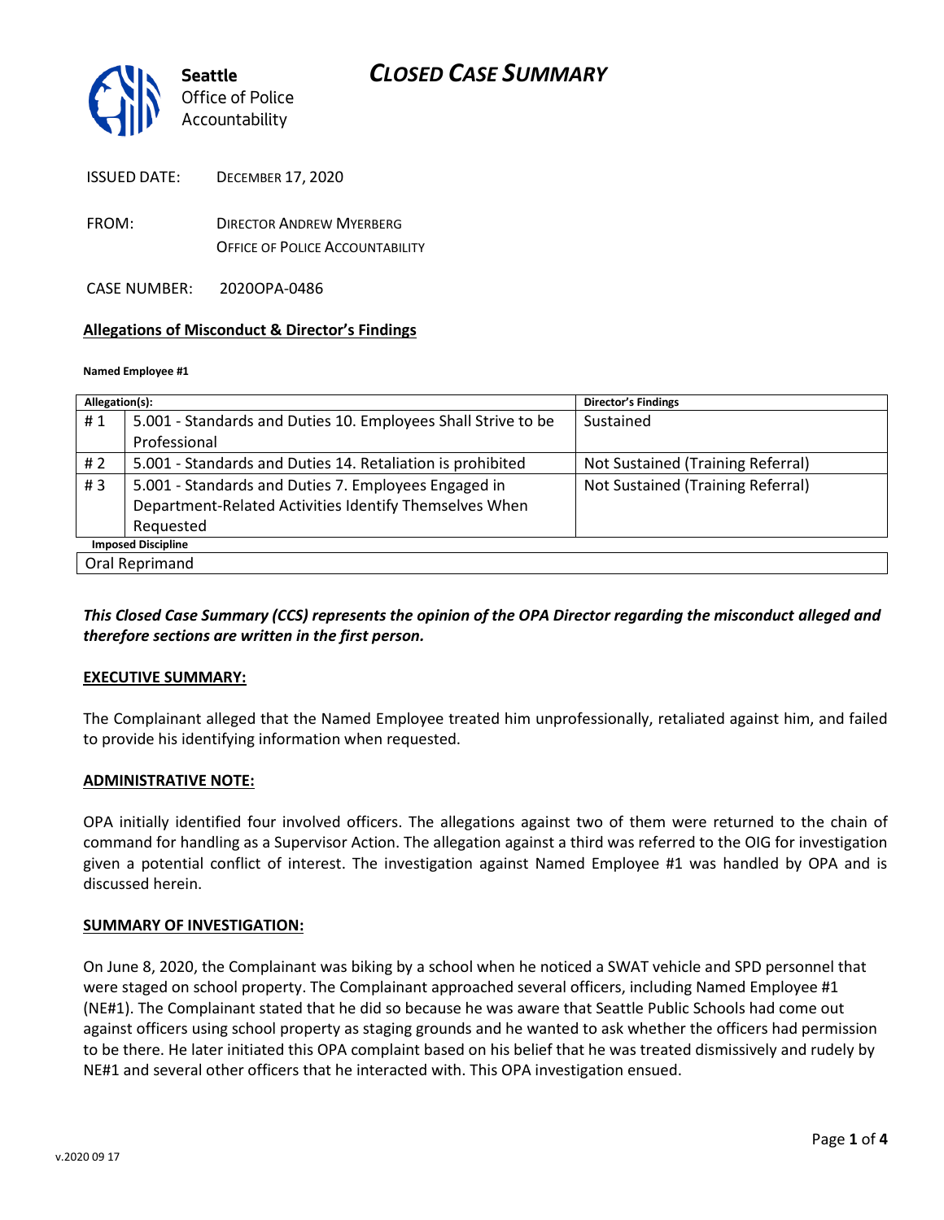Seattle Office of Police Accountability

# CLOSED CASE SUMMARY

ISSUED DATE: DECEMBER 17, 2020

FROM: DIRECTOR ANDREW MYERBERG
OFFICE OF POLICE ACCOUNTABILITY

CASE NUMBER: 2020OPA-0486

**Allegations of Misconduct & Director's Findings**

**Named Employee #1**

| Allegation(s): | | Director's Findings |
|---|---|---|
| # 1 | 5.001 - Standards and Duties 10. Employees Shall Strive to be Professional | Sustained |
| # 2 | 5.001 - Standards and Duties 14. Retaliation is prohibited | Not Sustained (Training Referral) |
| # 3 | 5.001 - Standards and Duties 7. Employees Engaged in Department-Related Activities Identify Themselves When Requested | Not Sustained (Training Referral) |
| **Imposed Discipline** | | |
| Oral Reprimand | | |

***This Closed Case Summary (CCS) represents the opinion of the OPA Director regarding the misconduct alleged and therefore sections are written in the first person.***

**EXECUTIVE SUMMARY:**

The Complainant alleged that the Named Employee treated him unprofessionally, retaliated against him, and failed to provide his identifying information when requested.

**ADMINISTRATIVE NOTE:**

OPA initially identified four involved officers. The allegations against two of them were returned to the chain of command for handling as a Supervisor Action. The allegation against a third was referred to the OIG for investigation given a potential conflict of interest. The investigation against Named Employee #1 was handled by OPA and is discussed herein.

**SUMMARY OF INVESTIGATION:**

On June 8, 2020, the Complainant was biking by a school when he noticed a SWAT vehicle and SPD personnel that were staged on school property. The Complainant approached several officers, including Named Employee #1 (NE#1). The Complainant stated that he did so because he was aware that Seattle Public Schools had come out against officers using school property as staging grounds and he wanted to ask whether the officers had permission to be there. He later initiated this OPA complaint based on his belief that he was treated dismissively and rudely by NE#1 and several other officers that he interacted with. This OPA investigation ensued.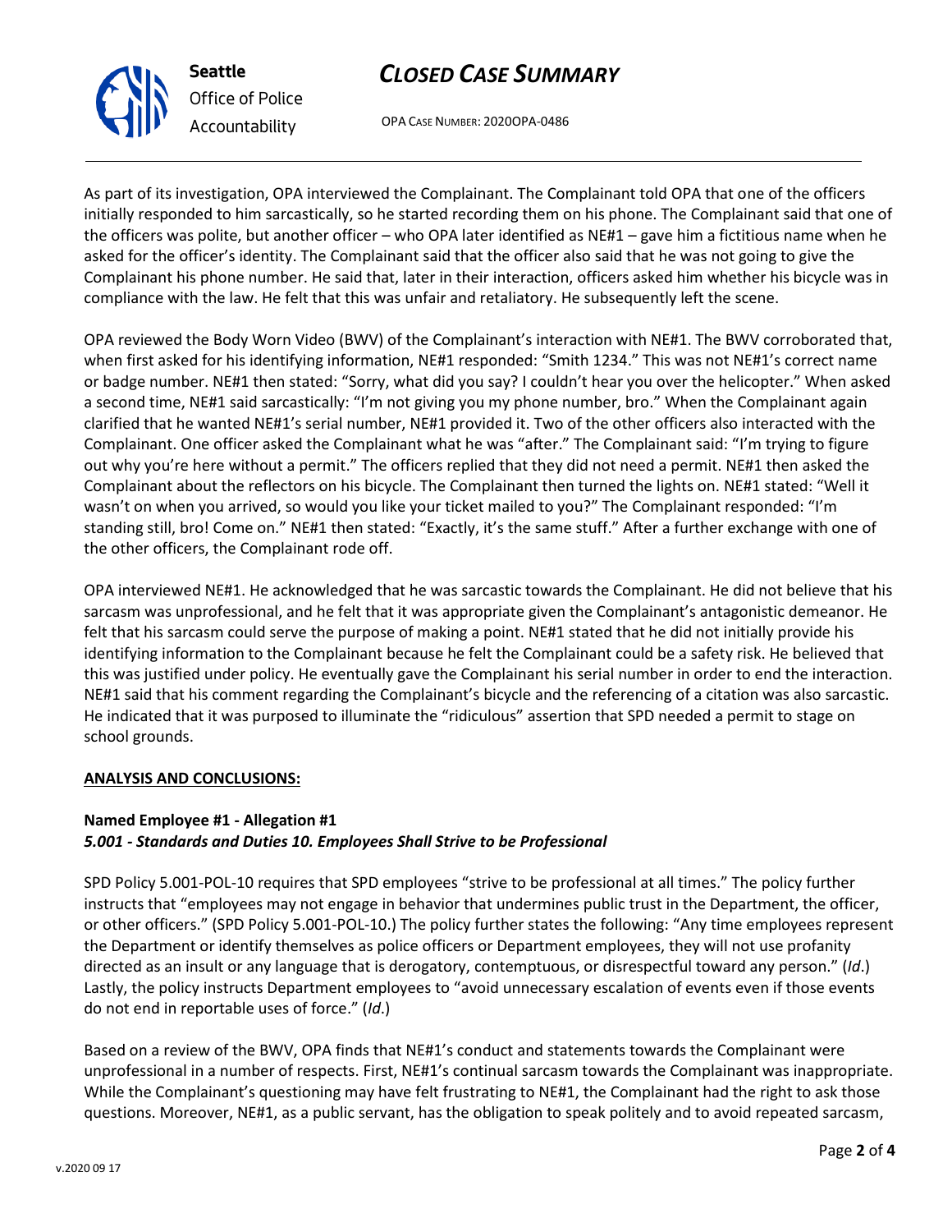As part of its investigation, OPA interviewed the Complainant. The Complainant told OPA that one of the officers initially responded to him sarcastically, so he started recording them on his phone. The Complainant said that one of the officers was polite, but another officer – who OPA later identified as NE#1 – gave him a fictitious name when he asked for the officer's identity. The Complainant said that the officer also said that he was not going to give the Complainant his phone number. He said that, later in their interaction, officers asked him whether his bicycle was in compliance with the law. He felt that this was unfair and retaliatory. He subsequently left the scene.

OPA reviewed the Body Worn Video (BWV) of the Complainant's interaction with NE#1. The BWV corroborated that, when first asked for his identifying information, NE#1 responded: "Smith 1234." This was not NE#1's correct name or badge number. NE#1 then stated: "Sorry, what did you say? I couldn't hear you over the helicopter." When asked a second time, NE#1 said sarcastically: "I'm not giving you my phone number, bro." When the Complainant again clarified that he wanted NE#1's serial number, NE#1 provided it. Two of the other officers also interacted with the Complainant. One officer asked the Complainant what he was "after." The Complainant said: "I'm trying to figure out why you're here without a permit." The officers replied that they did not need a permit. NE#1 then asked the Complainant about the reflectors on his bicycle. The Complainant then turned the lights on. NE#1 stated: "Well it wasn't on when you arrived, so would you like your ticket mailed to you?" The Complainant responded: "I'm standing still, bro! Come on." NE#1 then stated: "Exactly, it's the same stuff." After a further exchange with one of the other officers, the Complainant rode off.

OPA interviewed NE#1. He acknowledged that he was sarcastic towards the Complainant. He did not believe that his sarcasm was unprofessional, and he felt that it was appropriate given the Complainant's antagonistic demeanor. He felt that his sarcasm could serve the purpose of making a point. NE#1 stated that he did not initially provide his identifying information to the Complainant because he felt the Complainant could be a safety risk. He believed that this was justified under policy. He eventually gave the Complainant his serial number in order to end the interaction. NE#1 said that his comment regarding the Complainant's bicycle and the referencing of a citation was also sarcastic. He indicated that it was purposed to illuminate the "ridiculous" assertion that SPD needed a permit to stage on school grounds.

**ANALYSIS AND CONCLUSIONS:**

**Named Employee #1 - Allegation #1**
***5.001 - Standards and Duties 10. Employees Shall Strive to be Professional***

SPD Policy 5.001-POL-10 requires that SPD employees "strive to be professional at all times." The policy further instructs that "employees may not engage in behavior that undermines public trust in the Department, the officer, or other officers." (SPD Policy 5.001-POL-10.) The policy further states the following: "Any time employees represent the Department or identify themselves as police officers or Department employees, they will not use profanity directed as an insult or any language that is derogatory, contemptuous, or disrespectful toward any person." (*Id*.) Lastly, the policy instructs Department employees to "avoid unnecessary escalation of events even if those events do not end in reportable uses of force." (*Id*.)

Based on a review of the BWV, OPA finds that NE#1's conduct and statements towards the Complainant were unprofessional in a number of respects. First, NE#1's continual sarcasm towards the Complainant was inappropriate. While the Complainant's questioning may have felt frustrating to NE#1, the Complainant had the right to ask those questions. Moreover, NE#1, as a public servant, has the obligation to speak politely and to avoid repeated sarcasm,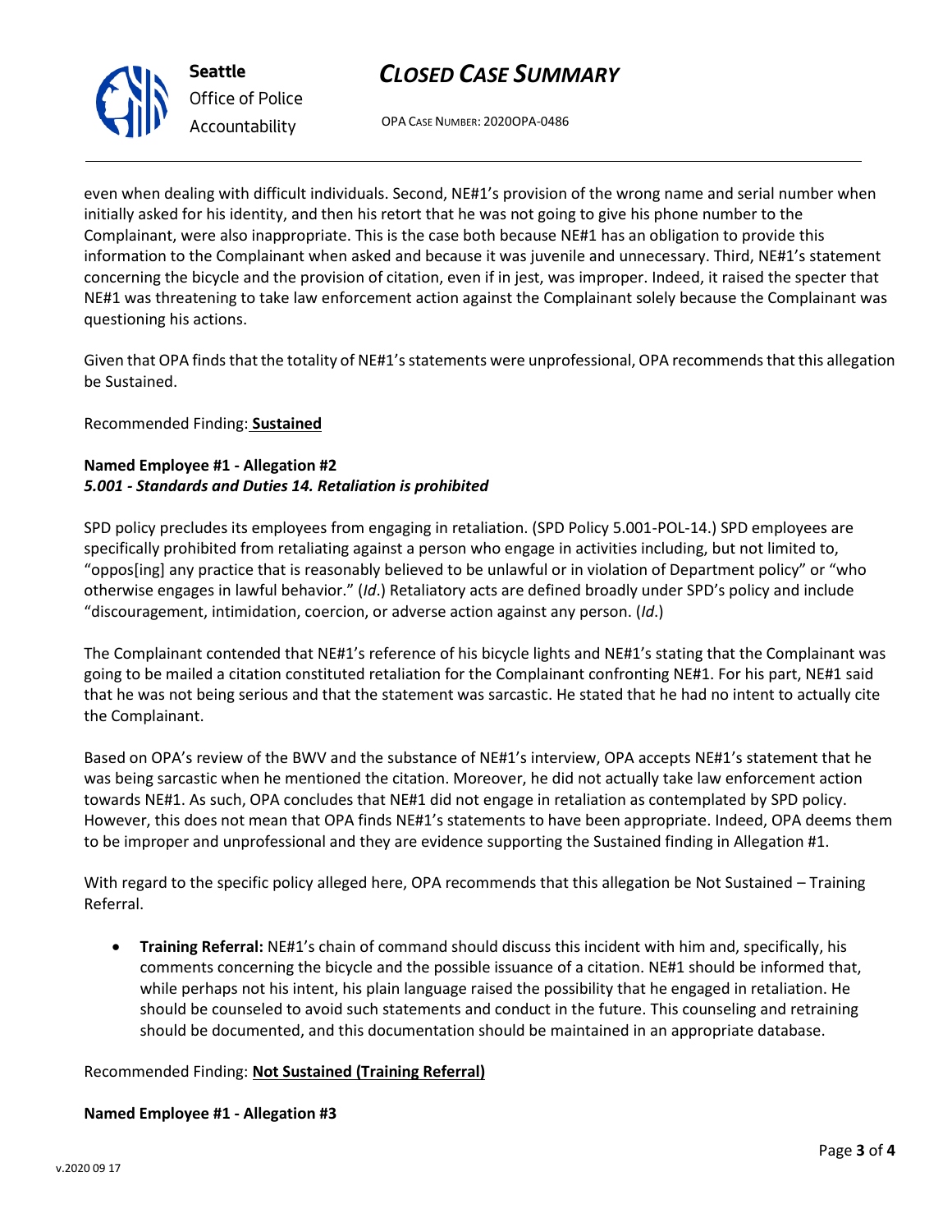even when dealing with difficult individuals. Second, NE#1's provision of the wrong name and serial number when initially asked for his identity, and then his retort that he was not going to give his phone number to the Complainant, were also inappropriate. This is the case both because NE#1 has an obligation to provide this information to the Complainant when asked and because it was juvenile and unnecessary. Third, NE#1's statement concerning the bicycle and the provision of citation, even if in jest, was improper. Indeed, it raised the specter that NE#1 was threatening to take law enforcement action against the Complainant solely because the Complainant was questioning his actions.

Given that OPA finds that the totality of NE#1's statements were unprofessional, OPA recommends that this allegation be Sustained.

Recommended Finding: **Sustained**

**Named Employee #1 - Allegation #2**
***5.001 - Standards and Duties 14. Retaliation is prohibited***

SPD policy precludes its employees from engaging in retaliation. (SPD Policy 5.001-POL-14.) SPD employees are specifically prohibited from retaliating against a person who engage in activities including, but not limited to, "oppos[ing] any practice that is reasonably believed to be unlawful or in violation of Department policy" or "who otherwise engages in lawful behavior." (*Id*.) Retaliatory acts are defined broadly under SPD's policy and include "discouragement, intimidation, coercion, or adverse action against any person. (*Id*.)

The Complainant contended that NE#1's reference of his bicycle lights and NE#1's stating that the Complainant was going to be mailed a citation constituted retaliation for the Complainant confronting NE#1. For his part, NE#1 said that he was not being serious and that the statement was sarcastic. He stated that he had no intent to actually cite the Complainant.

Based on OPA's review of the BWV and the substance of NE#1's interview, OPA accepts NE#1's statement that he was being sarcastic when he mentioned the citation. Moreover, he did not actually take law enforcement action towards NE#1. As such, OPA concludes that NE#1 did not engage in retaliation as contemplated by SPD policy. However, this does not mean that OPA finds NE#1's statements to have been appropriate. Indeed, OPA deems them to be improper and unprofessional and they are evidence supporting the Sustained finding in Allegation #1.

With regard to the specific policy alleged here, OPA recommends that this allegation be Not Sustained – Training Referral.

- **Training Referral:** NE#1's chain of command should discuss this incident with him and, specifically, his comments concerning the bicycle and the possible issuance of a citation. NE#1 should be informed that, while perhaps not his intent, his plain language raised the possibility that he engaged in retaliation. He should be counseled to avoid such statements and conduct in the future. This counseling and retraining should be documented, and this documentation should be maintained in an appropriate database.

Recommended Finding: **Not Sustained (Training Referral)**

**Named Employee #1 - Allegation #3**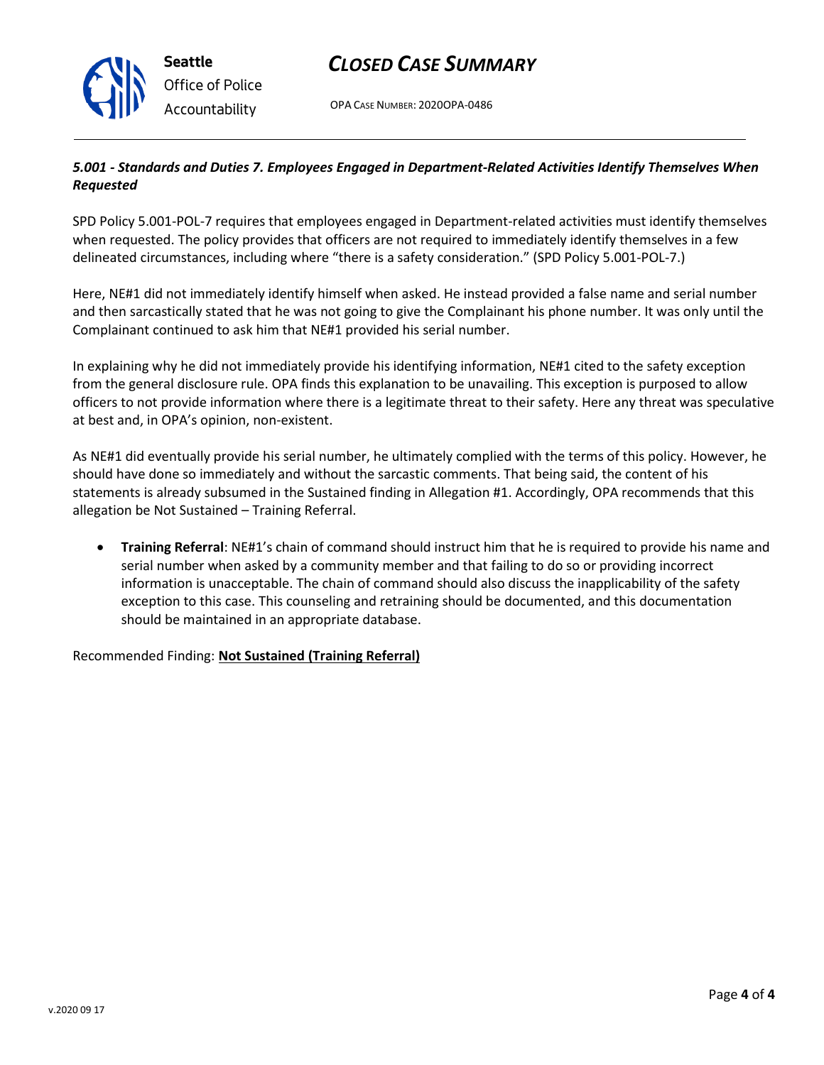### *5.001 - Standards and Duties 7. Employees Engaged in Department-Related Activities Identify Themselves When Requested*

SPD Policy 5.001-POL-7 requires that employees engaged in Department-related activities must identify themselves when requested. The policy provides that officers are not required to immediately identify themselves in a few delineated circumstances, including where "there is a safety consideration." (SPD Policy 5.001-POL-7.)

Here, NE#1 did not immediately identify himself when asked. He instead provided a false name and serial number and then sarcastically stated that he was not going to give the Complainant his phone number. It was only until the Complainant continued to ask him that NE#1 provided his serial number.

In explaining why he did not immediately provide his identifying information, NE#1 cited to the safety exception from the general disclosure rule. OPA finds this explanation to be unavailing. This exception is purposed to allow officers to not provide information where there is a legitimate threat to their safety. Here any threat was speculative at best and, in OPA's opinion, non-existent.

As NE#1 did eventually provide his serial number, he ultimately complied with the terms of this policy. However, he should have done so immediately and without the sarcastic comments. That being said, the content of his statements is already subsumed in the Sustained finding in Allegation #1. Accordingly, OPA recommends that this allegation be Not Sustained – Training Referral.

- **Training Referral**: NE#1's chain of command should instruct him that he is required to provide his name and serial number when asked by a community member and that failing to do so or providing incorrect information is unacceptable. The chain of command should also discuss the inapplicability of the safety exception to this case. This counseling and retraining should be documented, and this documentation should be maintained in an appropriate database.

Recommended Finding: **Not Sustained (Training Referral)**